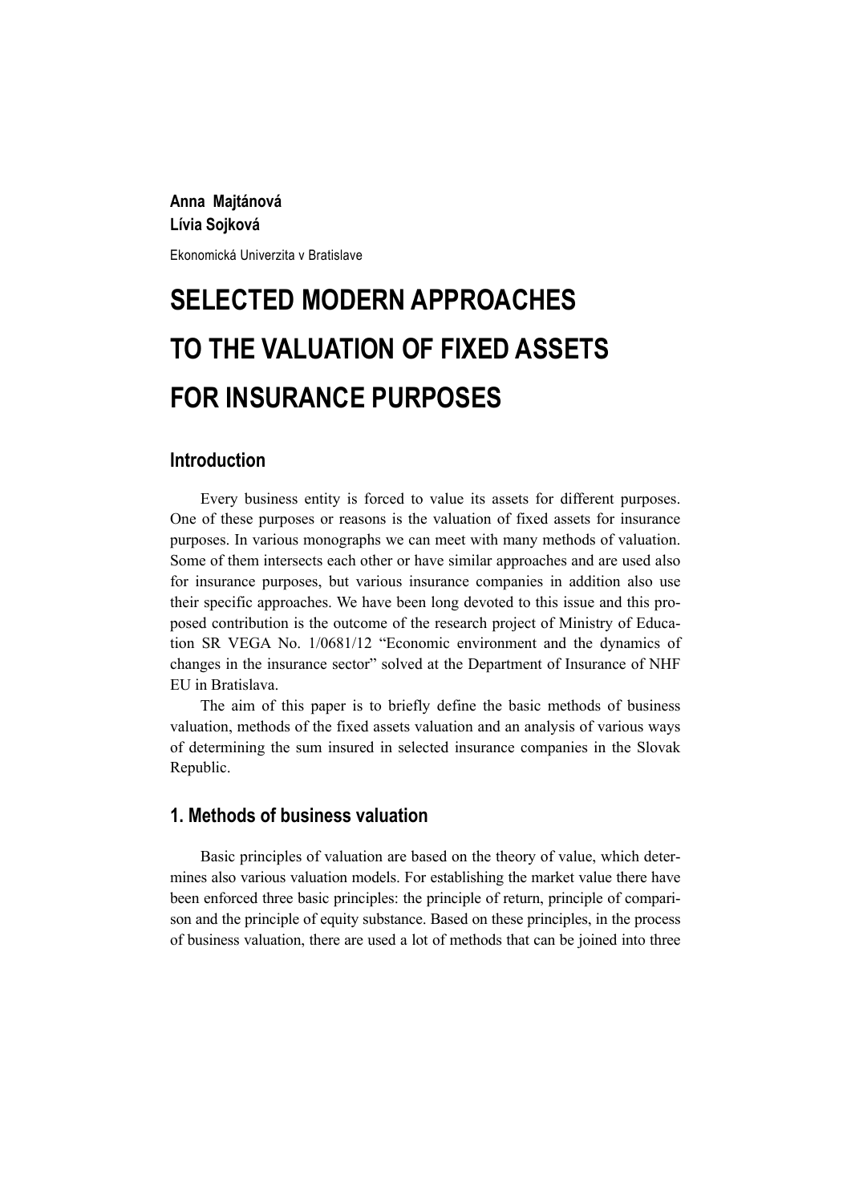**Anna Majtánová**
**Lívia Sojková**

Ekonomická Univerzita v Bratislave

# SELECTED MODERN APPROACHES TO THE VALUATION OF FIXED ASSETS FOR INSURANCE PURPOSES

## Introduction

Every business entity is forced to value its assets for different purposes. One of these purposes or reasons is the valuation of fixed assets for insurance purposes. In various monographs we can meet with many methods of valuation. Some of them intersects each other or have similar approaches and are used also for insurance purposes, but various insurance companies in addition also use their specific approaches. We have been long devoted to this issue and this proposed contribution is the outcome of the research project of Ministry of Education SR VEGA No. 1/0681/12 "Economic environment and the dynamics of changes in the insurance sector" solved at the Department of Insurance of NHF EU in Bratislava.

The aim of this paper is to briefly define the basic methods of business valuation, methods of the fixed assets valuation and an analysis of various ways of determining the sum insured in selected insurance companies in the Slovak Republic.

## 1. Methods of business valuation

Basic principles of valuation are based on the theory of value, which determines also various valuation models. For establishing the market value there have been enforced three basic principles: the principle of return, principle of comparison and the principle of equity substance. Based on these principles, in the process of business valuation, there are used a lot of methods that can be joined into three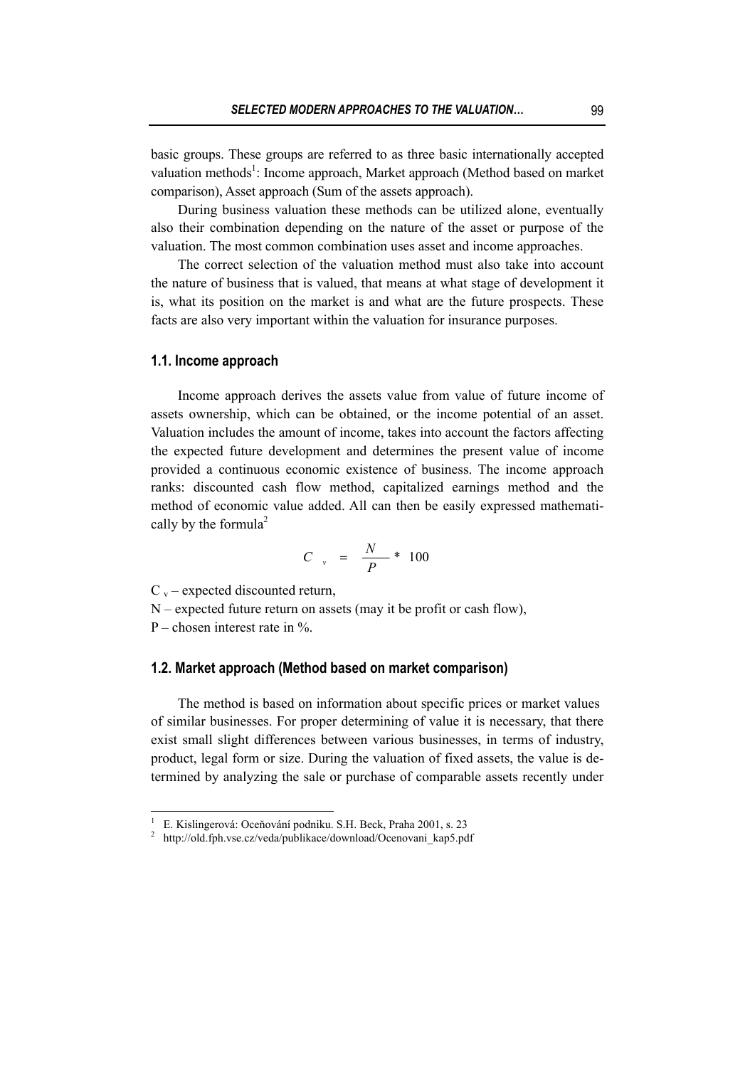basic groups. These groups are referred to as three basic internationally accepted valuation methods[1]: Income approach, Market approach (Method based on market comparison), Asset approach (Sum of the assets approach).

During business valuation these methods can be utilized alone, eventually also their combination depending on the nature of the asset or purpose of the valuation. The most common combination uses asset and income approaches.

The correct selection of the valuation method must also take into account the nature of business that is valued, that means at what stage of development it is, what its position on the market is and what are the future prospects. These facts are also very important within the valuation for insurance purposes.

### 1.1. Income approach

Income approach derives the assets value from value of future income of assets ownership, which can be obtained, or the income potential of an asset. Valuation includes the amount of income, takes into account the factors affecting the expected future development and determines the present value of income provided a continuous economic existence of business. The income approach ranks: discounted cash flow method, capitalized earnings method and the method of economic value added. All can then be easily expressed mathematically by the formula[2]

$$C_v = \frac{N}{P} * 100$$

$C_v$ – expected discounted return,

N – expected future return on assets (may it be profit or cash flow),

P – chosen interest rate in %.

### 1.2. Market approach (Method based on market comparison)

The method is based on information about specific prices or market values of similar businesses. For proper determining of value it is necessary, that there exist small slight differences between various businesses, in terms of industry, product, legal form or size. During the valuation of fixed assets, the value is determined by analyzing the sale or purchase of comparable assets recently under

---

[1] E. Kislingerová: Oceňování podniku. S.H. Beck, Praha 2001, s. 23

[2] http://old.fph.vse.cz/veda/publikace/download/Ocenovani_kap5.pdf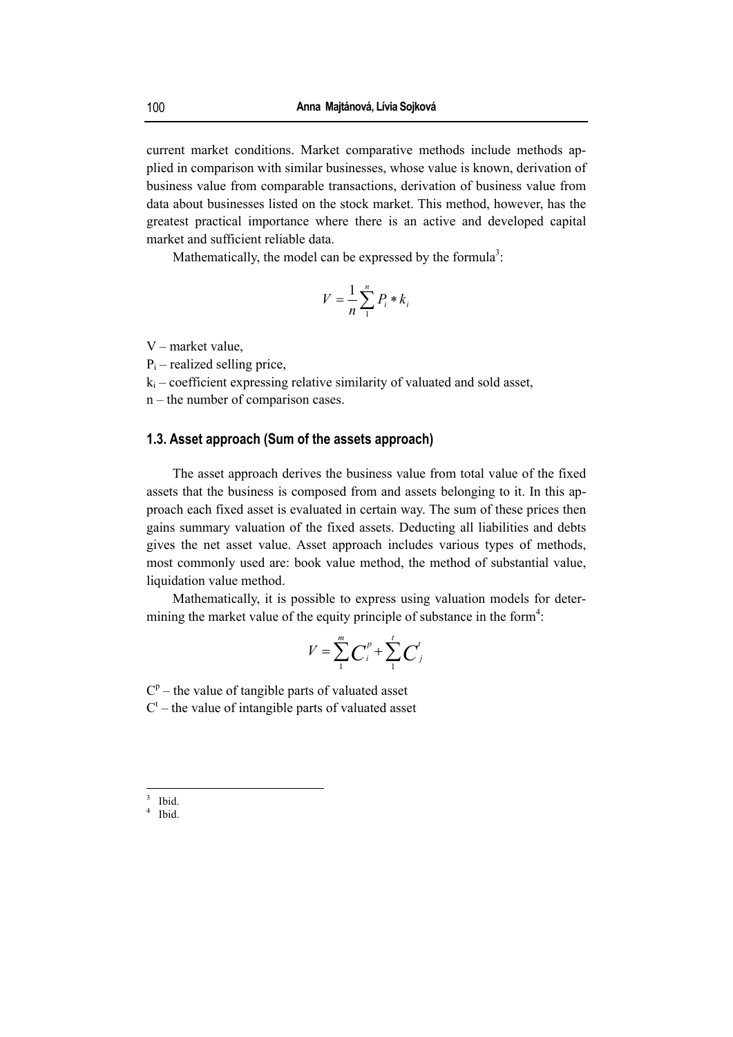current market conditions. Market comparative methods include methods applied in comparison with similar businesses, whose value is known, derivation of business value from comparable transactions, derivation of business value from data about businesses listed on the stock market. This method, however, has the greatest practical importance where there is an active and developed capital market and sufficient reliable data.

Mathematically, the model can be expressed by the formula[3]:

$$V = \frac{1}{n}\sum_{1}^{n} P_i * k_i$$

V – market value,

$P_i$ – realized selling price,

$k_i$ – coefficient expressing relative similarity of valuated and sold asset,

n – the number of comparison cases.

### 1.3. Asset approach (Sum of the assets approach)

The asset approach derives the business value from total value of the fixed assets that the business is composed from and assets belonging to it. In this approach each fixed asset is evaluated in certain way. The sum of these prices then gains summary valuation of the fixed assets. Deducting all liabilities and debts gives the net asset value. Asset approach includes various types of methods, most commonly used are: book value method, the method of substantial value, liquidation value method.

Mathematically, it is possible to express using valuation models for determining the market value of the equity principle of substance in the form[4]:

$$V = \sum_{1}^{m} C_i^p + \sum_{1}^{t} C_j^t$$

$C^p$ – the value of tangible parts of valuated asset

$C^t$ – the value of intangible parts of valuated asset

---

[3] Ibid.

[4] Ibid.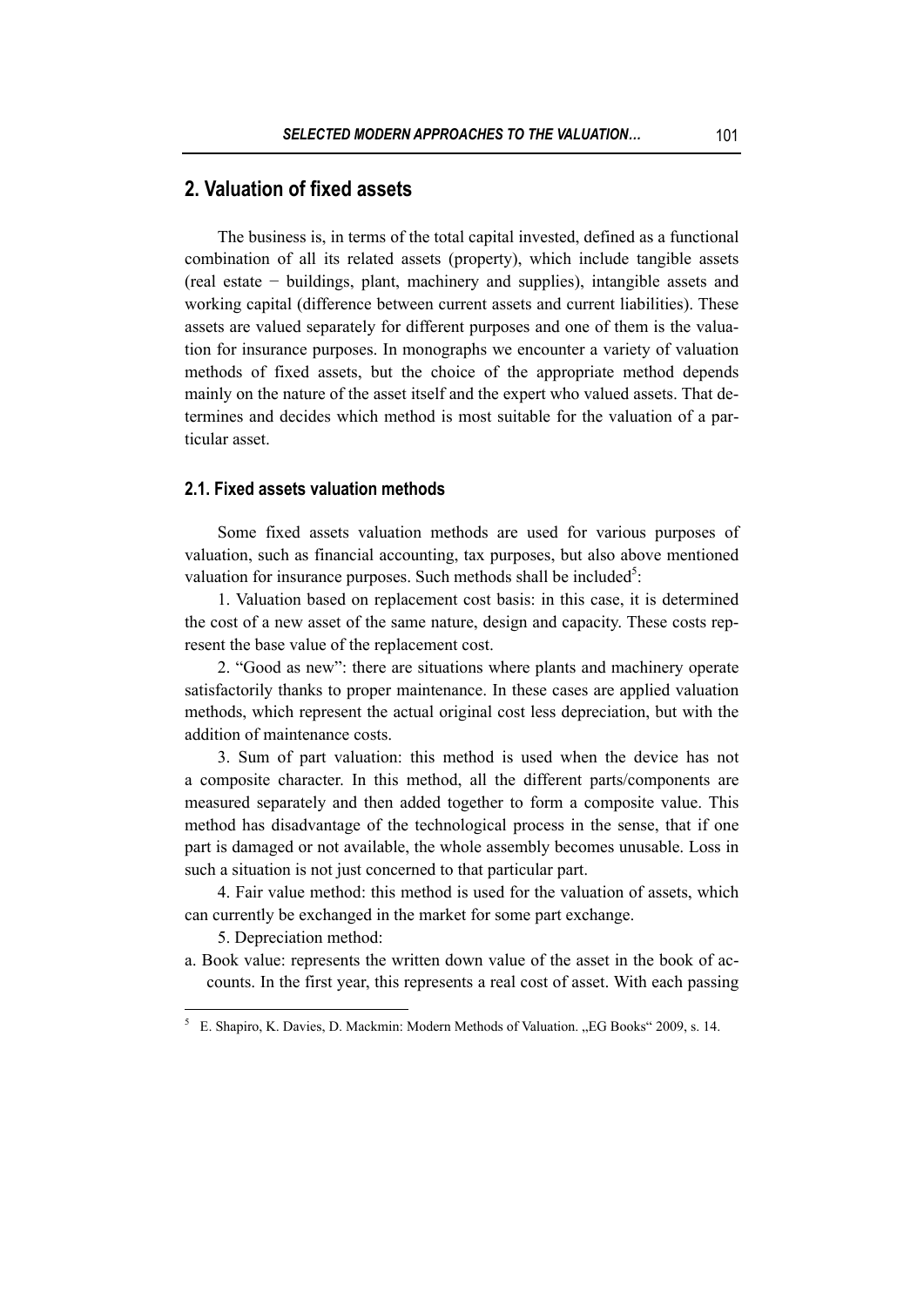## 2. Valuation of fixed assets

The business is, in terms of the total capital invested, defined as a functional combination of all its related assets (property), which include tangible assets (real estate − buildings, plant, machinery and supplies), intangible assets and working capital (difference between current assets and current liabilities). These assets are valued separately for different purposes and one of them is the valuation for insurance purposes. In monographs we encounter a variety of valuation methods of fixed assets, but the choice of the appropriate method depends mainly on the nature of the asset itself and the expert who valued assets. That determines and decides which method is most suitable for the valuation of a particular asset.

### 2.1. Fixed assets valuation methods

Some fixed assets valuation methods are used for various purposes of valuation, such as financial accounting, tax purposes, but also above mentioned valuation for insurance purposes. Such methods shall be included[5]:

1. Valuation based on replacement cost basis: in this case, it is determined the cost of a new asset of the same nature, design and capacity. These costs represent the base value of the replacement cost.

2. "Good as new": there are situations where plants and machinery operate satisfactorily thanks to proper maintenance. In these cases are applied valuation methods, which represent the actual original cost less depreciation, but with the addition of maintenance costs.

3. Sum of part valuation: this method is used when the device has not a composite character. In this method, all the different parts/components are measured separately and then added together to form a composite value. This method has disadvantage of the technological process in the sense, that if one part is damaged or not available, the whole assembly becomes unusable. Loss in such a situation is not just concerned to that particular part.

4. Fair value method: this method is used for the valuation of assets, which can currently be exchanged in the market for some part exchange.

5. Depreciation method:

a. Book value: represents the written down value of the asset in the book of accounts. In the first year, this represents a real cost of asset. With each passing

---

[5] E. Shapiro, K. Davies, D. Mackmin: Modern Methods of Valuation. „EG Books" 2009, s. 14.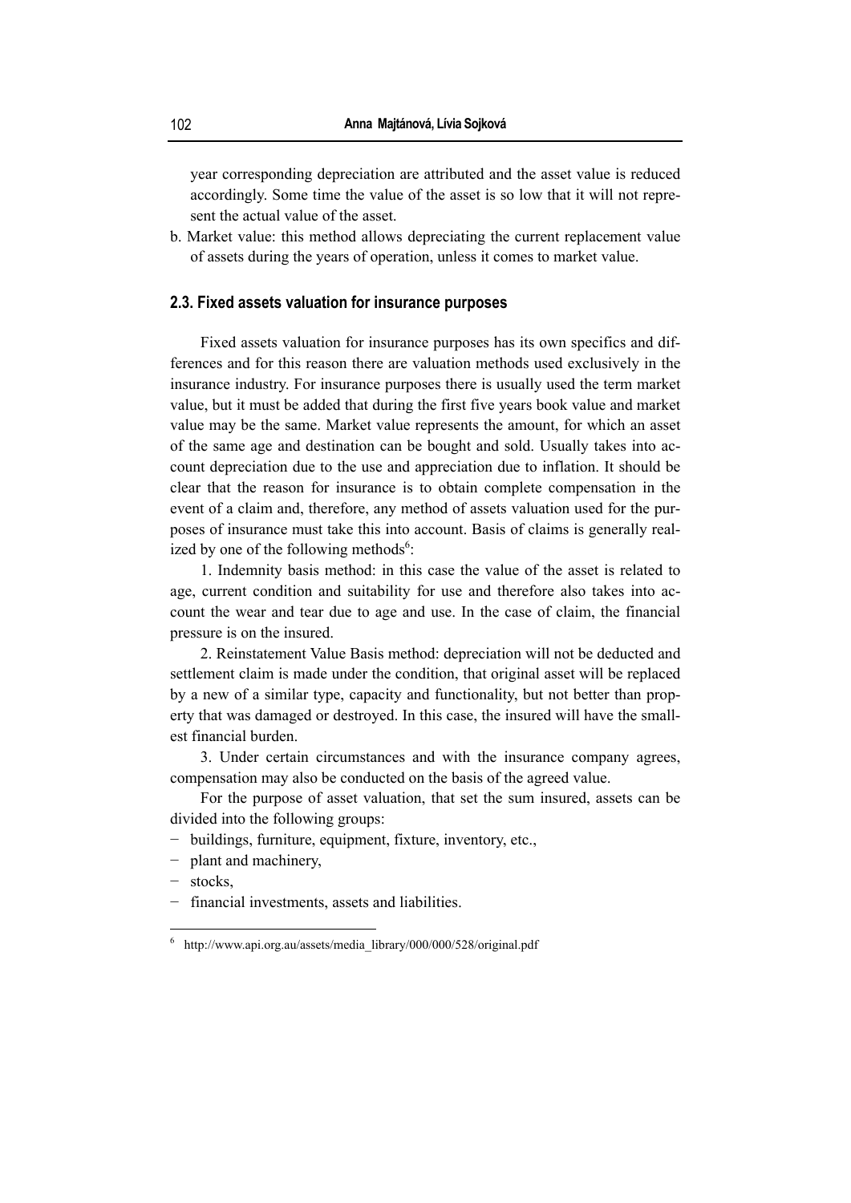year corresponding depreciation are attributed and the asset value is reduced accordingly. Some time the value of the asset is so low that it will not represent the actual value of the asset.

b. Market value: this method allows depreciating the current replacement value of assets during the years of operation, unless it comes to market value.

### 2.3. Fixed assets valuation for insurance purposes

Fixed assets valuation for insurance purposes has its own specifics and differences and for this reason there are valuation methods used exclusively in the insurance industry. For insurance purposes there is usually used the term market value, but it must be added that during the first five years book value and market value may be the same. Market value represents the amount, for which an asset of the same age and destination can be bought and sold. Usually takes into account depreciation due to the use and appreciation due to inflation. It should be clear that the reason for insurance is to obtain complete compensation in the event of a claim and, therefore, any method of assets valuation used for the purposes of insurance must take this into account. Basis of claims is generally realized by one of the following methods[6]:

1. Indemnity basis method: in this case the value of the asset is related to age, current condition and suitability for use and therefore also takes into account the wear and tear due to age and use. In the case of claim, the financial pressure is on the insured.

2. Reinstatement Value Basis method: depreciation will not be deducted and settlement claim is made under the condition, that original asset will be replaced by a new of a similar type, capacity and functionality, but not better than property that was damaged or destroyed. In this case, the insured will have the smallest financial burden.

3. Under certain circumstances and with the insurance company agrees, compensation may also be conducted on the basis of the agreed value.

For the purpose of asset valuation, that set the sum insured, assets can be divided into the following groups:

- buildings, furniture, equipment, fixture, inventory, etc.,
- plant and machinery,
- stocks,
- financial investments, assets and liabilities.

---

[6] http://www.api.org.au/assets/media_library/000/000/528/original.pdf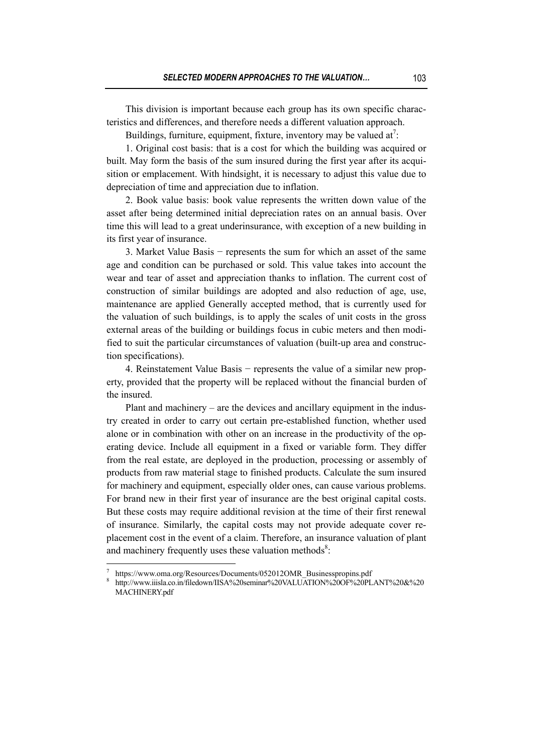This division is important because each group has its own specific characteristics and differences, and therefore needs a different valuation approach.

Buildings, furniture, equipment, fixture, inventory may be valued at[7]:

1. Original cost basis: that is a cost for which the building was acquired or built. May form the basis of the sum insured during the first year after its acquisition or emplacement. With hindsight, it is necessary to adjust this value due to depreciation of time and appreciation due to inflation.

2. Book value basis: book value represents the written down value of the asset after being determined initial depreciation rates on an annual basis. Over time this will lead to a great underinsurance, with exception of a new building in its first year of insurance.

3. Market Value Basis − represents the sum for which an asset of the same age and condition can be purchased or sold. This value takes into account the wear and tear of asset and appreciation thanks to inflation. The current cost of construction of similar buildings are adopted and also reduction of age, use, maintenance are applied Generally accepted method, that is currently used for the valuation of such buildings, is to apply the scales of unit costs in the gross external areas of the building or buildings focus in cubic meters and then modified to suit the particular circumstances of valuation (built-up area and construction specifications).

4. Reinstatement Value Basis − represents the value of a similar new property, provided that the property will be replaced without the financial burden of the insured.

Plant and machinery – are the devices and ancillary equipment in the industry created in order to carry out certain pre-established function, whether used alone or in combination with other on an increase in the productivity of the operating device. Include all equipment in a fixed or variable form. They differ from the real estate, are deployed in the production, processing or assembly of products from raw material stage to finished products. Calculate the sum insured for machinery and equipment, especially older ones, can cause various problems. For brand new in their first year of insurance are the best original capital costs. But these costs may require additional revision at the time of their first renewal of insurance. Similarly, the capital costs may not provide adequate cover replacement cost in the event of a claim. Therefore, an insurance valuation of plant and machinery frequently uses these valuation methods[8]:

---

[7] https://www.oma.org/Resources/Documents/052012OMR_Businesspropins.pdf

[8] http://www.iiisla.co.in/filedown/IISA%20seminar%20VALUATION%20OF%20PLANT%20&%20MACHINERY.pdf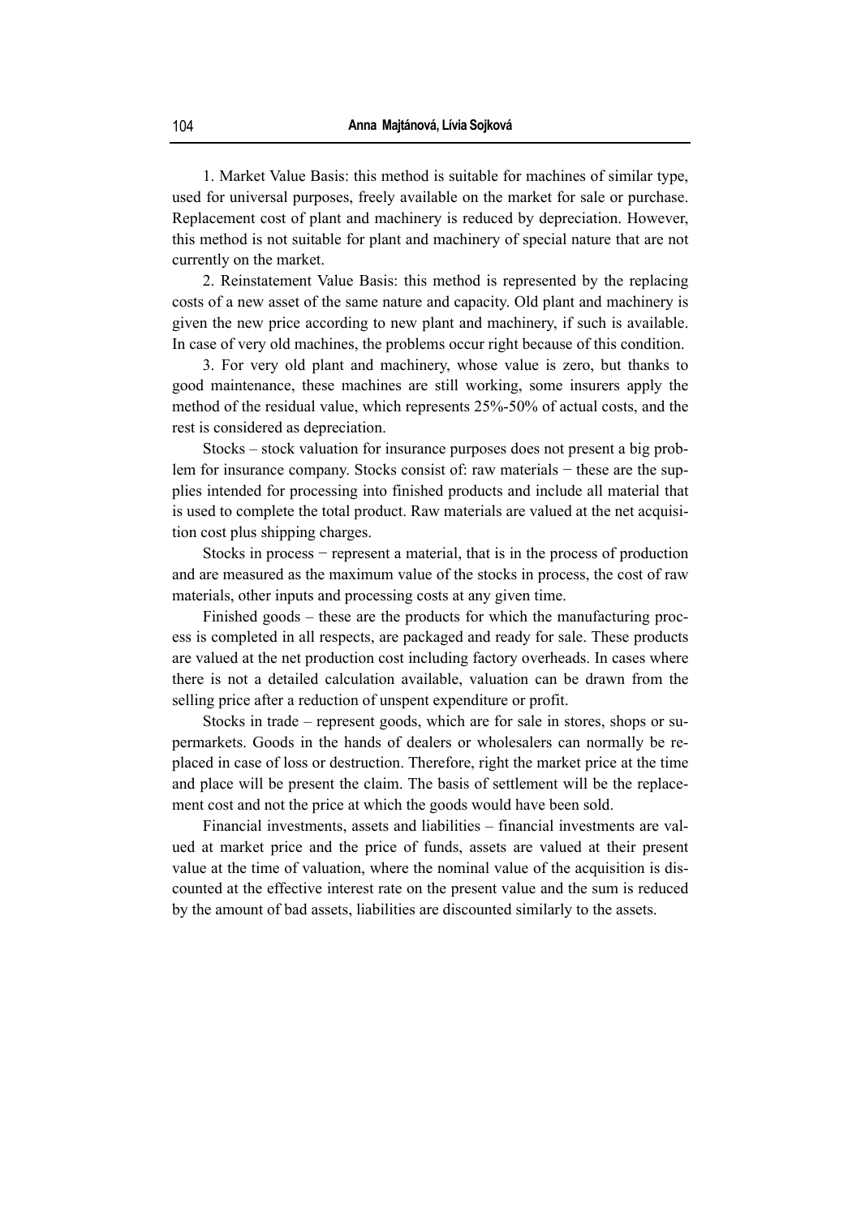1. Market Value Basis: this method is suitable for machines of similar type, used for universal purposes, freely available on the market for sale or purchase. Replacement cost of plant and machinery is reduced by depreciation. However, this method is not suitable for plant and machinery of special nature that are not currently on the market.

2. Reinstatement Value Basis: this method is represented by the replacing costs of a new asset of the same nature and capacity. Old plant and machinery is given the new price according to new plant and machinery, if such is available. In case of very old machines, the problems occur right because of this condition.

3. For very old plant and machinery, whose value is zero, but thanks to good maintenance, these machines are still working, some insurers apply the method of the residual value, which represents 25%-50% of actual costs, and the rest is considered as depreciation.

Stocks – stock valuation for insurance purposes does not present a big problem for insurance company. Stocks consist of: raw materials − these are the supplies intended for processing into finished products and include all material that is used to complete the total product. Raw materials are valued at the net acquisition cost plus shipping charges.

Stocks in process − represent a material, that is in the process of production and are measured as the maximum value of the stocks in process, the cost of raw materials, other inputs and processing costs at any given time.

Finished goods – these are the products for which the manufacturing process is completed in all respects, are packaged and ready for sale. These products are valued at the net production cost including factory overheads. In cases where there is not a detailed calculation available, valuation can be drawn from the selling price after a reduction of unspent expenditure or profit.

Stocks in trade – represent goods, which are for sale in stores, shops or supermarkets. Goods in the hands of dealers or wholesalers can normally be replaced in case of loss or destruction. Therefore, right the market price at the time and place will be present the claim. The basis of settlement will be the replacement cost and not the price at which the goods would have been sold.

Financial investments, assets and liabilities – financial investments are valued at market price and the price of funds, assets are valued at their present value at the time of valuation, where the nominal value of the acquisition is discounted at the effective interest rate on the present value and the sum is reduced by the amount of bad assets, liabilities are discounted similarly to the assets.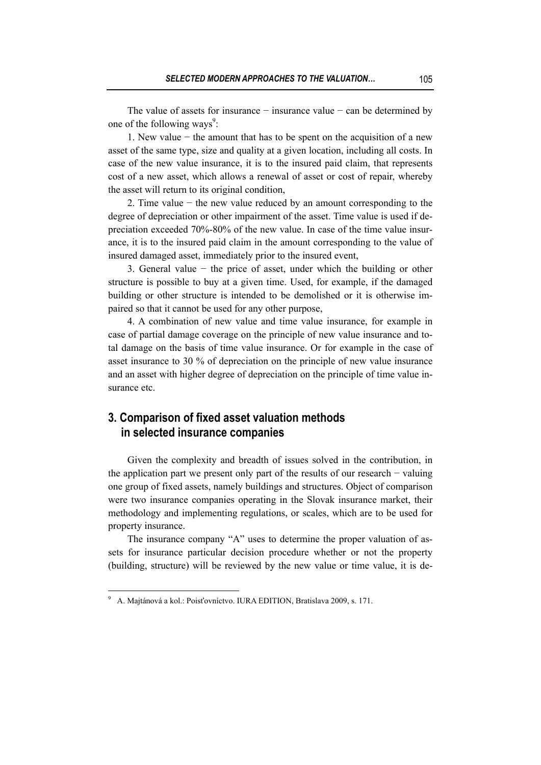The value of assets for insurance − insurance value − can be determined by one of the following ways[9]:

1. New value − the amount that has to be spent on the acquisition of a new asset of the same type, size and quality at a given location, including all costs. In case of the new value insurance, it is to the insured paid claim, that represents cost of a new asset, which allows a renewal of asset or cost of repair, whereby the asset will return to its original condition,

2. Time value − the new value reduced by an amount corresponding to the degree of depreciation or other impairment of the asset. Time value is used if depreciation exceeded 70%-80% of the new value. In case of the time value insurance, it is to the insured paid claim in the amount corresponding to the value of insured damaged asset, immediately prior to the insured event,

3. General value − the price of asset, under which the building or other structure is possible to buy at a given time. Used, for example, if the damaged building or other structure is intended to be demolished or it is otherwise impaired so that it cannot be used for any other purpose,

4. A combination of new value and time value insurance, for example in case of partial damage coverage on the principle of new value insurance and total damage on the basis of time value insurance. Or for example in the case of asset insurance to 30 % of depreciation on the principle of new value insurance and an asset with higher degree of depreciation on the principle of time value insurance etc.

## 3. Comparison of fixed asset valuation methods in selected insurance companies

Given the complexity and breadth of issues solved in the contribution, in the application part we present only part of the results of our research − valuing one group of fixed assets, namely buildings and structures. Object of comparison were two insurance companies operating in the Slovak insurance market, their methodology and implementing regulations, or scales, which are to be used for property insurance.

The insurance company "A" uses to determine the proper valuation of assets for insurance particular decision procedure whether or not the property (building, structure) will be reviewed by the new value or time value, it is de-

[9] A. Majtánová a kol.: Poisťovníctvo. IURA EDITION, Bratislava 2009, s. 171.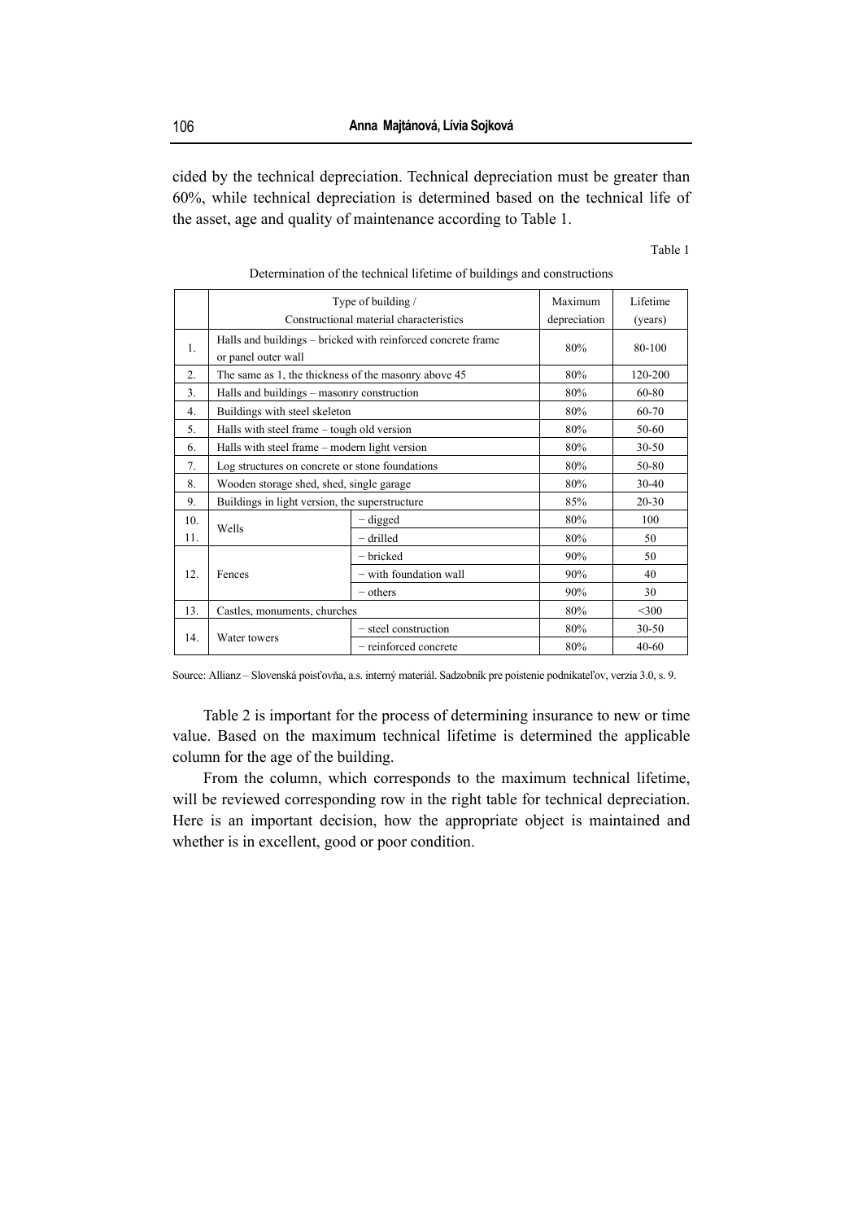cided by the technical depreciation. Technical depreciation must be greater than 60%, while technical depreciation is determined based on the technical life of the asset, age and quality of maintenance according to Table 1.

Table 1

Determination of the technical lifetime of buildings and constructions

| | Type of building / Constructional material characteristics | | Maximum depreciation | Lifetime (years) |
|---|---|---|---|---|
| 1. | Halls and buildings – bricked with reinforced concrete frame or panel outer wall | | 80% | 80-100 |
| 2. | The same as 1, the thickness of the masonry above 45 | | 80% | 120-200 |
| 3. | Halls and buildings – masonry construction | | 80% | 60-80 |
| 4. | Buildings with steel skeleton | | 80% | 60-70 |
| 5. | Halls with steel frame – tough old version | | 80% | 50-60 |
| 6. | Halls with steel frame – modern light version | | 80% | 30-50 |
| 7. | Log structures on concrete or stone foundations | | 80% | 50-80 |
| 8. | Wooden storage shed, shed, single garage | | 80% | 30-40 |
| 9. | Buildings in light version, the superstructure | | 85% | 20-30 |
| 10. | Wells | − digged | 80% | 100 |
| 11. | | − drilled | 80% | 50 |
| 12. | Fences | − bricked | 90% | 50 |
| | | − with foundation wall | 90% | 40 |
| | | − others | 90% | 30 |
| 13. | Castles, monuments, churches | | 80% | <300 |
| 14. | Water towers | − steel construction | 80% | 30-50 |
| | | − reinforced concrete | 80% | 40-60 |

Source: Allianz – Slovenská poisťovňa, a.s. interný materiál. Sadzobník pre poistenie podnikateľov, verzia 3.0, s. 9.

Table 2 is important for the process of determining insurance to new or time value. Based on the maximum technical lifetime is determined the applicable column for the age of the building.

From the column, which corresponds to the maximum technical lifetime, will be reviewed corresponding row in the right table for technical depreciation. Here is an important decision, how the appropriate object is maintained and whether is in excellent, good or poor condition.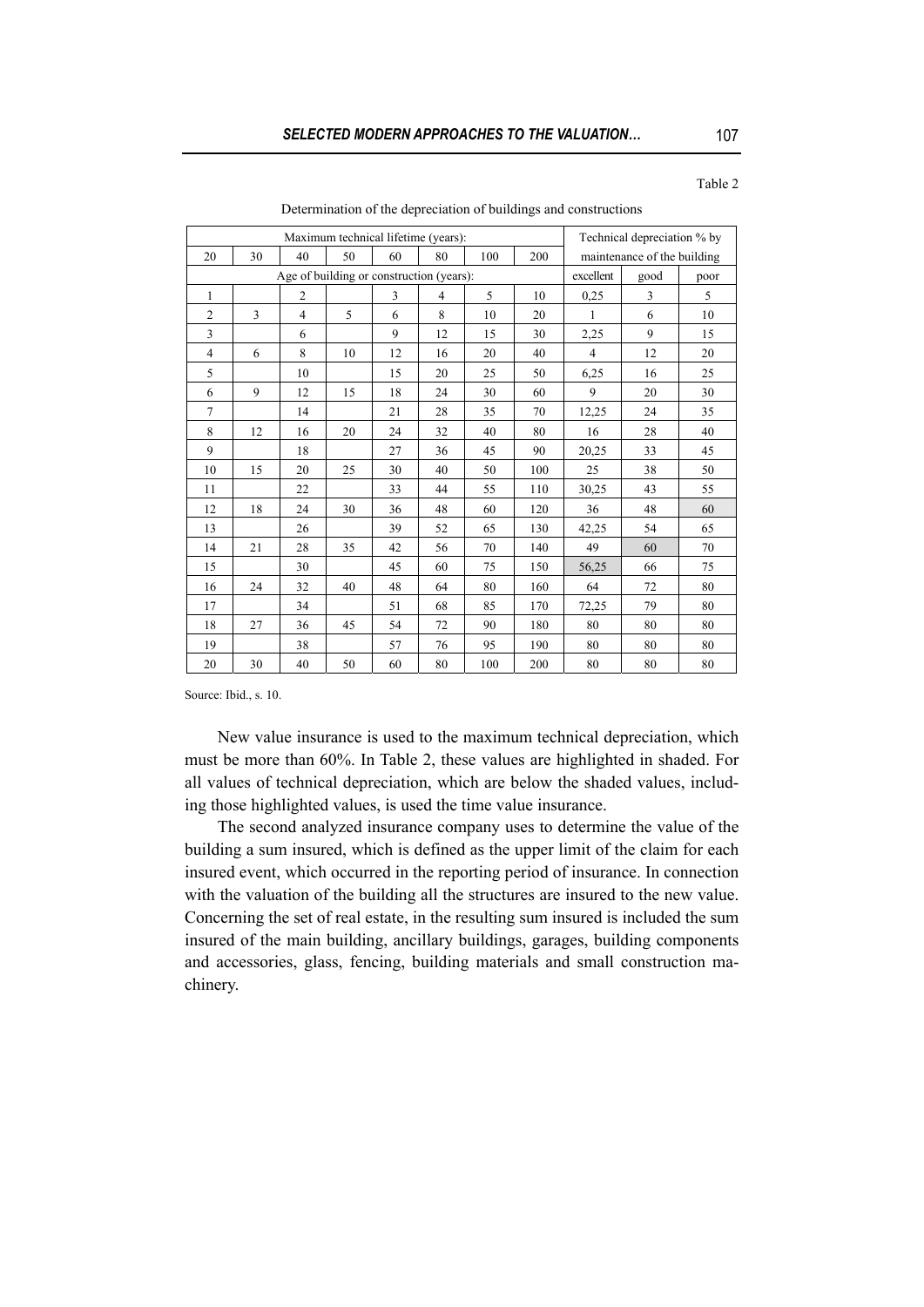Table 2

Determination of the depreciation of buildings and constructions

| Maximum technical lifetime (years): | | | | | | | | Technical depreciation % by maintenance of the building | | |
|---|---|---|---|---|---|---|---|---|---|---|
| 20 | 30 | 40 | 50 | 60 | 80 | 100 | 200 | | | |
| Age of building or construction (years): | | | | | | | | excellent | good | poor |
| 1 | | 2 | | 3 | 4 | 5 | 10 | 0,25 | 3 | 5 |
| 2 | 3 | 4 | 5 | 6 | 8 | 10 | 20 | 1 | 6 | 10 |
| 3 | | 6 | | 9 | 12 | 15 | 30 | 2,25 | 9 | 15 |
| 4 | 6 | 8 | 10 | 12 | 16 | 20 | 40 | 4 | 12 | 20 |
| 5 | | 10 | | 15 | 20 | 25 | 50 | 6,25 | 16 | 25 |
| 6 | 9 | 12 | 15 | 18 | 24 | 30 | 60 | 9 | 20 | 30 |
| 7 | | 14 | | 21 | 28 | 35 | 70 | 12,25 | 24 | 35 |
| 8 | 12 | 16 | 20 | 24 | 32 | 40 | 80 | 16 | 28 | 40 |
| 9 | | 18 | | 27 | 36 | 45 | 90 | 20,25 | 33 | 45 |
| 10 | 15 | 20 | 25 | 30 | 40 | 50 | 100 | 25 | 38 | 50 |
| 11 | | 22 | | 33 | 44 | 55 | 110 | 30,25 | 43 | 55 |
| 12 | 18 | 24 | 30 | 36 | 48 | 60 | 120 | 36 | 48 | 60 |
| 13 | | 26 | | 39 | 52 | 65 | 130 | 42,25 | 54 | 65 |
| 14 | 21 | 28 | 35 | 42 | 56 | 70 | 140 | 49 | 60 | 70 |
| 15 | | 30 | | 45 | 60 | 75 | 150 | 56,25 | 66 | 75 |
| 16 | 24 | 32 | 40 | 48 | 64 | 80 | 160 | 64 | 72 | 80 |
| 17 | | 34 | | 51 | 68 | 85 | 170 | 72,25 | 79 | 80 |
| 18 | 27 | 36 | 45 | 54 | 72 | 90 | 180 | 80 | 80 | 80 |
| 19 | | 38 | | 57 | 76 | 95 | 190 | 80 | 80 | 80 |
| 20 | 30 | 40 | 50 | 60 | 80 | 100 | 200 | 80 | 80 | 80 |

Source: Ibid., s. 10.

New value insurance is used to the maximum technical depreciation, which must be more than 60%. In Table 2, these values are highlighted in shaded. For all values of technical depreciation, which are below the shaded values, including those highlighted values, is used the time value insurance.

The second analyzed insurance company uses to determine the value of the building a sum insured, which is defined as the upper limit of the claim for each insured event, which occurred in the reporting period of insurance. In connection with the valuation of the building all the structures are insured to the new value. Concerning the set of real estate, in the resulting sum insured is included the sum insured of the main building, ancillary buildings, garages, building components and accessories, glass, fencing, building materials and small construction machinery.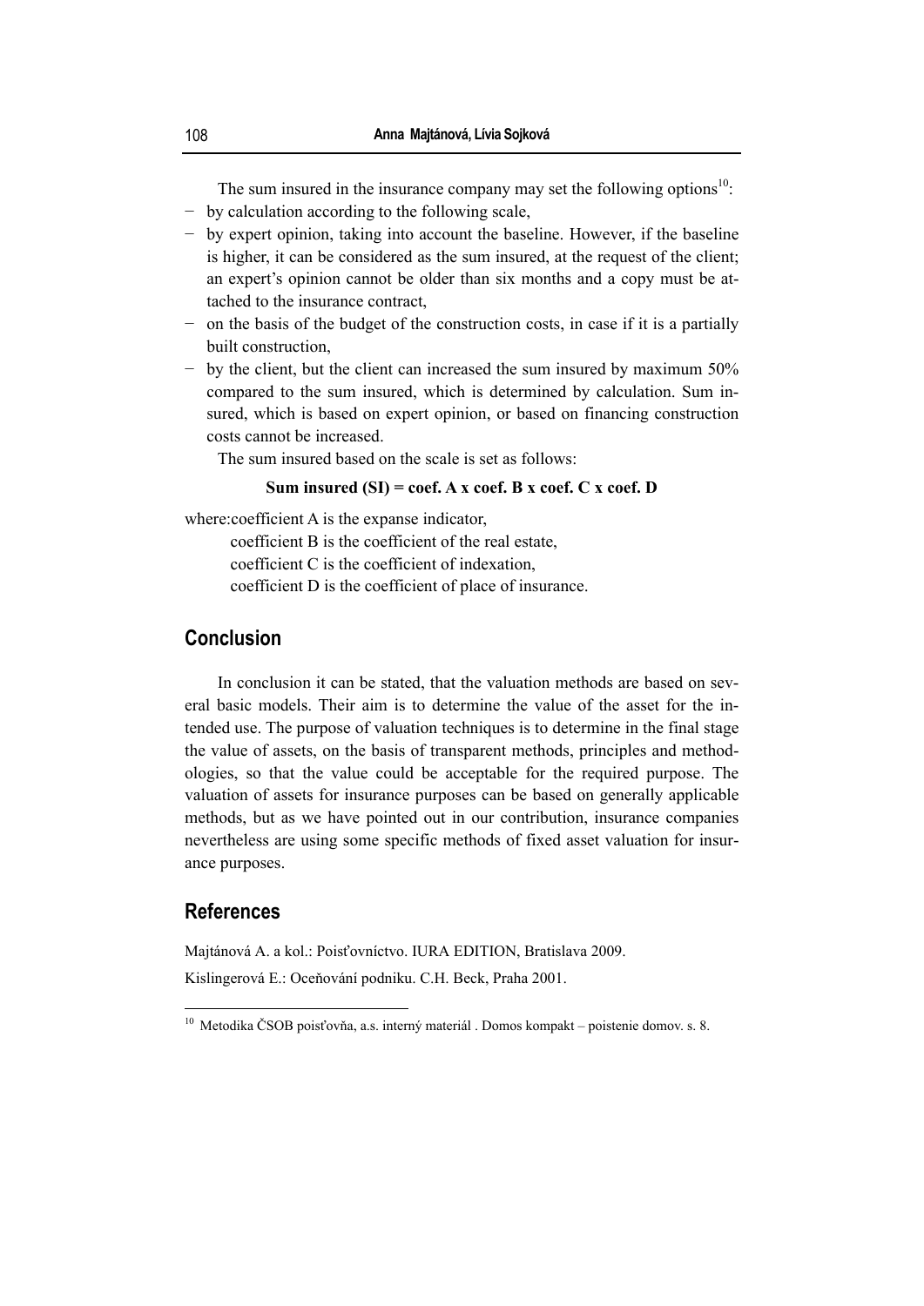The sum insured in the insurance company may set the following options[10]:

- by calculation according to the following scale,
- by expert opinion, taking into account the baseline. However, if the baseline is higher, it can be considered as the sum insured, at the request of the client; an expert's opinion cannot be older than six months and a copy must be attached to the insurance contract,
- on the basis of the budget of the construction costs, in case if it is a partially built construction,
- by the client, but the client can increased the sum insured by maximum 50% compared to the sum insured, which is determined by calculation. Sum insured, which is based on expert opinion, or based on financing construction costs cannot be increased.

The sum insured based on the scale is set as follows:

**Sum insured (SI) = coef. A x coef. B x coef. C x coef. D**

where: coefficient A is the expanse indicator,
coefficient B is the coefficient of the real estate,
coefficient C is the coefficient of indexation,
coefficient D is the coefficient of place of insurance.

## Conclusion

In conclusion it can be stated, that the valuation methods are based on several basic models. Their aim is to determine the value of the asset for the intended use. The purpose of valuation techniques is to determine in the final stage the value of assets, on the basis of transparent methods, principles and methodologies, so that the value could be acceptable for the required purpose. The valuation of assets for insurance purposes can be based on generally applicable methods, but as we have pointed out in our contribution, insurance companies nevertheless are using some specific methods of fixed asset valuation for insurance purposes.

## References

Majtánová A. a kol.: Poisťovníctvo. IURA EDITION, Bratislava 2009.

Kislingerová E.: Oceňování podniku. C.H. Beck, Praha 2001.

[10] Metodika ČSOB poisťovňa, a.s. interný materiál . Domos kompakt – poistenie domov. s. 8.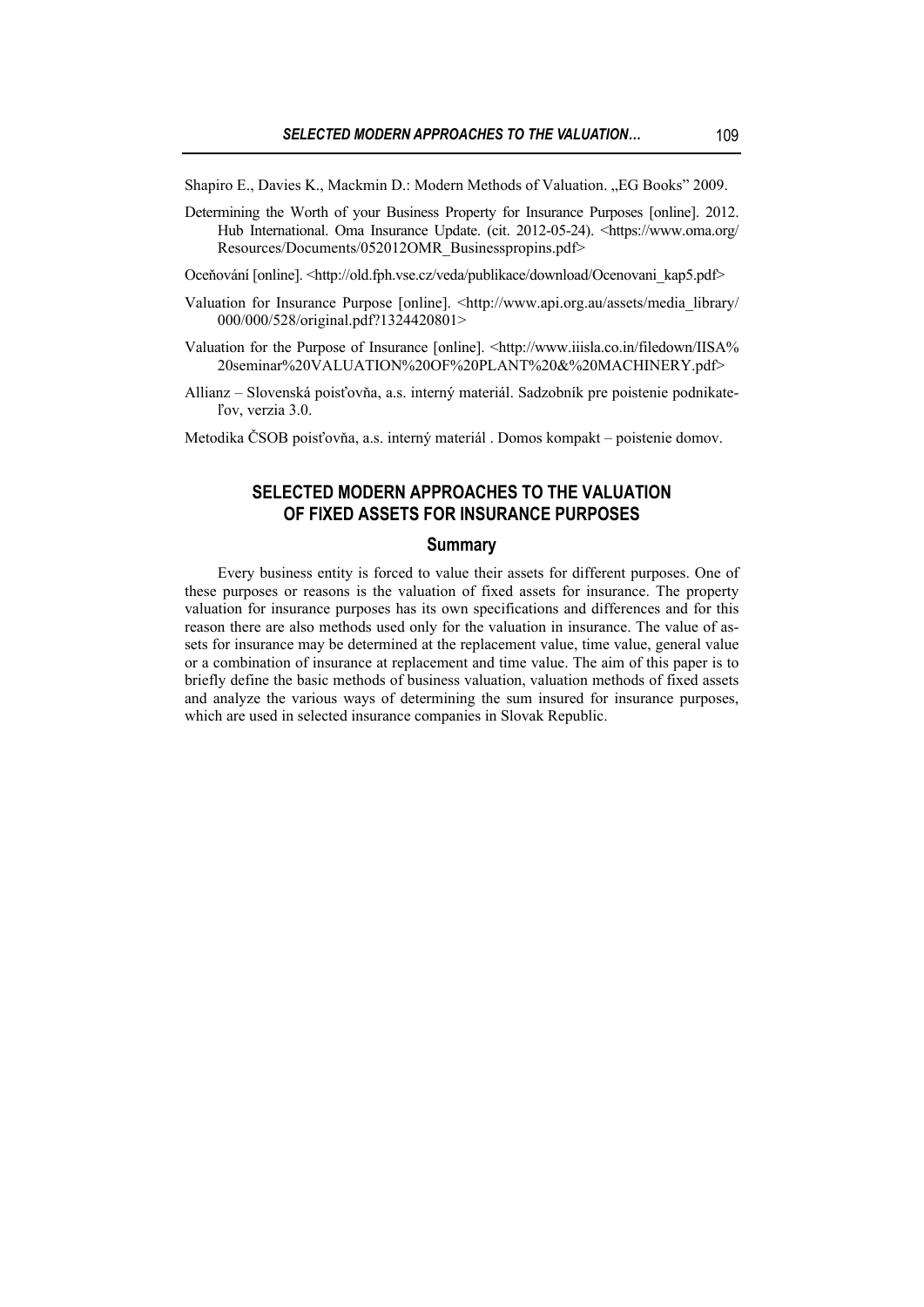Shapiro E., Davies K., Mackmin D.: Modern Methods of Valuation. „EG Books" 2009.

Determining the Worth of your Business Property for Insurance Purposes [online]. 2012. Hub International. Oma Insurance Update. (cit. 2012-05-24). <https://www.oma.org/Resources/Documents/052012OMR_Businesspropins.pdf>

Oceňování [online]. <http://old.fph.vse.cz/veda/publikace/download/Ocenovani_kap5.pdf>

Valuation for Insurance Purpose [online]. <http://www.api.org.au/assets/media_library/000/000/528/original.pdf?1324420801>

Valuation for the Purpose of Insurance [online]. <http://www.iiisla.co.in/filedown/IISA%20seminar%20VALUATION%20OF%20PLANT%20&%20MACHINERY.pdf>

Allianz – Slovenská poisťovňa, a.s. interný materiál. Sadzobník pre poistenie podnikateľov, verzia 3.0.

Metodika ČSOB poisťovňa, a.s. interný materiál . Domos kompakt – poistenie domov.

## SELECTED MODERN APPROACHES TO THE VALUATION OF FIXED ASSETS FOR INSURANCE PURPOSES

### Summary

Every business entity is forced to value their assets for different purposes. One of these purposes or reasons is the valuation of fixed assets for insurance. The property valuation for insurance purposes has its own specifications and differences and for this reason there are also methods used only for the valuation in insurance. The value of assets for insurance may be determined at the replacement value, time value, general value or a combination of insurance at replacement and time value. The aim of this paper is to briefly define the basic methods of business valuation, valuation methods of fixed assets and analyze the various ways of determining the sum insured for insurance purposes, which are used in selected insurance companies in Slovak Republic.